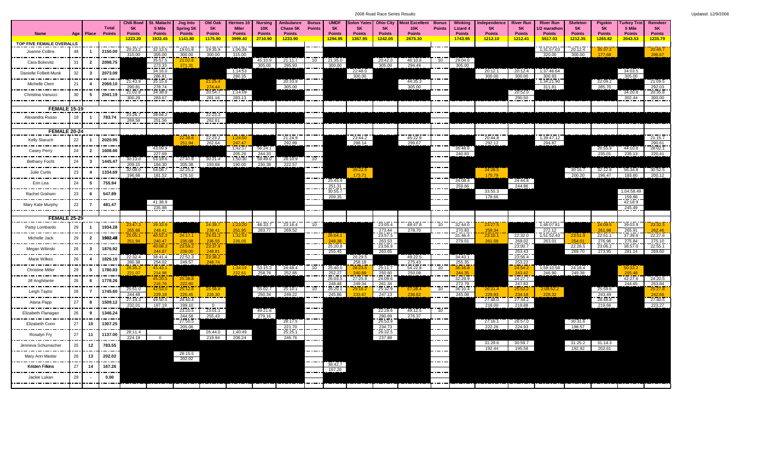# 2008 Road Race Series Results

Updated: 12/9/2008

| Name | Age | Place | Total Points | Chili Bowl 5K Points | St. Malachi 5 Mile Points | Jog Into Spring 5K Points | Old Oak 5K Points | Hermes 10 Miler Points | Nursing 10K Points | Ambulance Chase 5K Points | Bonus Points | UMDF 5K Points | Solon Yates 5K Points | Ohio City 5K Points | Most Excellent 10K Points | Bonus Points | Winking Lizard 4 Points | Independence 5K Points | River Run 5K Points | River Run 1/2 marathon Points | Skeleton 5K Points | Pigskin 5K Points | Turkey Trot 5 Mile Points | Reindeer 5K Points |
|---|---|---|---|---|---|---|---|---|---|---|---|---|---|---|---|---|---|---|---|---|---|---|---|---|
| | | | | 1223.20 | 1933.45 | 1141.80 | 1175.90 | 3999.40 | 2710.90 | 1233.90 | | 1294.95 | 1367.95 | 1242.05 | 2675.30 | | 1743.95 | 1212.10 | 1212.41 | 5517.03 | 1212.35 | 1265.82 | 2043.53 | 1235.79 |
| **TOP FIVE FEMALE OVERALLS** | | | | | | | | | | | | | | | | | | | | | | | | |
| Joanne Collins | 48 | 1 | 2150.00 | 20:23.2 / 310.00 | 32:13.5 / 305.00 | 19:01.8 / 300.00 | 19:35.9 / 300.00 | 1:06:39 / 315.00 | | | | | | | | | | | | 1:31:57.03 / 320.00 | 20:12.4 / 300.00 | 35:37.2 / 177.68 | | 20:49.7 / 296.67 |
| Cara Bokovitz | 31 | 2 | 2098.75 | | 35:57.5 / 273.33 | 21:02.6 / 271.31 | | | 45:10.9 / 305.00 | 21:11.7 / 295.93 | 10 | 21:35.0 / 300.00 | | 20:42.0 / 305.00 | 46:10.8 / 294.49 | 10 | 29:04.0 / 305.00 | | | | | | | |
| Danielle Folliett-Munk | 32 | 3 | 2073.09 | | 34:16.0 / 286.81 | | | 1:14:53 / 280.35 | | | | | 22:48.0 / 300.00 | | | | | 20:12.1 / 300.00 | 20:12.4 / 300.00 | 1:37:46.64 / 300.93 | | | 34:03.5 / 305.00 | |
| Michelle Clem | 21 | 4 | 2069.10 | 21:43.9 / 290.81 | 35:15.0 / 278.74 | | 21:25.4 / 274.44 | | | 20:33.9 / 305.00 | | | | | 44:35.3 / 305.00 | | | | | 1:34:21.90 / 311.81 | | 22:09.2 / 285.70 | | 21:09.5 / 292.03 |
| Christina Vanucci | 30 | 5 | 2041.19 | 21:02.8 / 300.29 | 34:38.9 / 283.67 | | 20:54.7 / 281.16 | 1:14:09 / 283.13 | | | | | | | | | | | 20:52.0 / 290.50 | | | | 34:20.8 / 302.44 | 20:34.8 / 300.00 |
| **FEMALE 15-19** | | | | | | | | | | | | | | | | | | | | | | | | |
| Alexandra Russo | 18 | 1 | 783.74 | 23:26.7 / 269.56 | 39:04.2 / 251.56 | | 22:23.3 / 262.61 | | | | | | | | | | | | | | | | | |
| **FEMALE 20-24** | | | | | | | | | | | | | | | | | | | | | | | | |
| Kelly Staruch | 22 | 1 | 2020.95 | | | 22:39.6 / 251.94 | 22:23.2 / 262.64 | 1:24:50 / 247.47 | | 21:24.9 / 292.89 | | | 23:44.2 / 288.14 | | 45:22.9 / 299.67 | | | 20:44.8 / 292.12 | | 1:39:47.12 / 294.87 | | | | 21:15.7 / 290.61 |
| Casey Perry | 24 | 2 | 1608.66 | | 43:09.9 / 227.69 | | | 1:42:17 / 205.26 | 56:24.1 / 244.33 | | | | | | | | 36:48.6 / 240.83 | | | | | 26:55.9 / 235.01 | 44:10.8 / 235.13 | 28:02.1 / 220.41 |
| Bethany Focht | 24 | 3 | 1445.47 | 30:13.0 / 209.15 | 53:19.6 / 184.30 | 27:47.8 / 205.38 | 30:21.4 / 193.68 | 1:50:30 / 190.00 | 59:49.0 / 230.38 | 28:10.9 / 222.57 | 10 | | | | | | | | | | | | | |
| Julie Curtis | 23 | 4 | 1334.69 | 32:08.0 / 196.68 | 54:06.7 / 181.52 | 32:25.2 / 176.10 | | | | | | | 39:22.5 / 173.71 | | | | | 34:28.5 / 175.79 | | | 30:16.7 / 200.20 | 32:12.8 / 196.47 | 56:34.8 / 183.60 | 30:52.5 / 200.12 |
| Erin Lea | 24 | 5 | 755.94 | | | | | | | | | 25:45.9 / 251.31 | | | | | 34:08.4 / 259.66 | | 24:44.8 / 244.96 | | | | | |
| Rachel Graham | 23 | 6 | 547.89 | | | | | | | | | 30:55.7 / 209.35 | | | | | | 33:55.3 / 178.66 | | | | | 1:04:58.49 / 159.88 | |
| Mary Kate Murphy | 22 | 7 | 481.47 | | 41:38.9 / 235.98 | | | | | | | | | | | | | | | | | | 42:18.9 / 245.49 | |
| **FEMALE 25-29** | | | | | | | | | | | | | | | | | | | | | | | | |
| Patsy Lombardo | 29 | 1 | 1934.28 | 23:47.3 / 265.66 | 39:33.9 / 248.41 | | 24:39.7 / 238.41 | 1:23:20 / 251.95 | 48:33.7 / 283.77 | 23:16.4 / 269.52 | 10 | | | 23:05.4 / 273.44 | 48:47.8 / 278.70 | 10 | 32:44.0 / 270.83 | 23:27.5 / 258.34 | | 1:48:07.81 / 272.12 | | 24:09.5 / 261.98 | 39:03.9 / 265.91 | 23:32.5 / 262.46 |
| Michelle Jack | 29 | 2 | 1902.48 | 25:05.1 / 251.94 | 40:52.3 / 240.47 | 24:17.1 / 235.08 | 24:51.3 / 236.55 | 1:32:53 / 226.05 | | | | 26:04.1 / 248.38 | | 23:57.5 / 263.53 | | | 31:46.4 / 279.01 | 23:10.1 / 261.58 | 22:32.0 / 269.02 | 1:51:52.43 / 263.01 | 23:51.9 / 254.01 | 22:51.1 / 276.96 | 37:39.6 / 275.84 | 22:27.6 / 275.10 |
| Megan Wilinski | 26 | 3 | 1876.92 | | 40:08.3 / 244.87 | 23:59.2 / 238.00 | 23:37.9 / 248.81 | | | | | 25:20.8 / 255.45 | | 23:56.9 / 263.65 | | | | | 23:00.7 / 263.43 | | 22:28.5 / 269.70 | 23:06.2 / 273.95 | 36:57.0 / 281.14 | 22:55.1 / 269.60 |
| Marie Wilkes | 26 | 4 | 1826.16 | 22:32.4 / 280.38 | 38:41.4 / 254.02 | 22:52.3 / 249.57 | 23:38.2 / 248.74 | | | | | | 26:29.5 / 258.18 | | 49:22.5 / 275.43 | | 34:43.1 / 255.35 | | 23:56.4 / 253.22 | | | | | |
| Christine Miller | 29 | 5 | 1780.83 | 28:35.2 / 221.07 | 45:43.1 / 214.98 | | | 1:34:19 / 222.61 | 53:15.3 / 258.76 | 24:48.4 / 252.85 | 10 | 25:40.0 / 252.27 | 28:23.6 / 240.89 | 25:11.7 / 250.60 | 54:22.8 / 250.08 | 10 | 36:16.8 / 244.35 | | 24:54.2 / 243.42 | 1:59:10.58 / 246.90 | 24:18.4 / 249.38 | | 50:33.2 / 205.48 | |
| Jill Anghilante | 26 | 6 | 1778.26 | | 45:20.5 / 216.76 | 25:38.8 / 222.60 | | | | | | 26:03.5 / 248.48 | 27:25.9 / 249.34 | 24:09.6 / 261.34 | | | 32:29.9 / 272.79 | | 24:27.7 / 247.83 | | | | 42:27.6 / 244.65 | 24:20.5 / 253.84 |
| Leigh Taylor | 28 | 7 | 1745.60 | 25:51.0 / 244.48 | 42:53.0 / 229.18 | 25:12.6 / 226.45 | 25:58.8 / 226.30 | | 55:02.7 / 250.34 | 25:10.1 / 249.22 | 10 | 26:20.1 / 245.86 | 29:16.2 / 233.67 | 25:32.9 / 247.13 | 57:28.4 / 236.62 | 10 | 36:10.4 / 245.08 | 26:21.4 / 229.93 | 25:53.2 / 234.18 | 2:08:52.2 / 228.32 | | 25:59.6 / 243.49 | | 25:27.8 / 242.66 |
| Alana Papp | 27 | 8 | 1509.12 | 27:14.3 / 232.01 | 49:00.5 / 197.19 | 28:40.4 / 199.10 | 0 | | | | | | | | | | | 27:48.0 / 218.00 | 27:34.2 / 219.88 | | | 28:48.8 / 219.66 | | 27:40.5 / 223.27 |
| Elizabeth Flanagan | 26 | 9 | 1346.24 | | | 23:20.5 / 244.58 | 23:01.1 / 255.43 | | 49:21.8 / 279.16 | | | | | 22:29.6 / 280.69 | 49:12.5 / 276.37 | 10 | | | | | | | | |
| Elizabeth Conn | 27 | 10 | 1307.25 | | | 27:50.5 / 205.06 | | | | 28:17.5 / 221.70 | | | | 26:53.9 / 234.73 | | | | 27:16.1 / 222.26 | 26:57.0 / 224.93 | | 30:31.6 / 198.57 | | | |
| Rosalyn Fry | 27 | 11 | 1137.00 | 28:11.4 / 224.19 | 0 | | 26:44.0 / 219.94 | 1:40:49 / 208.24 | | 25:25.1 / 246.76 | | | | 26:32.5 / 237.88 | | | | | | | | | | |
| Jenneva Schumacher | 25 | 12 | 783.55 | | | | | | | | | | | | | | | 31:29.6 / 192.44 | 30:59.7 / 195.58 | | 31:25.2 / 192.92 | 31:14.3 / 202.61 | | |
| Mary Ann Maslar | 26 | 13 | 202.02 | | | 28:15.5 / 202.02 | | | | | | | | | | | | | | | | | | |
| Kristen Filkins | 27 | 14 | 167.26 | | | | | | | | | 38:42.7 / 167.26 | | | | | | | | | | | | |
| Jackie Lukan | 29 | - | 0.00 | | | | | | | | | | | | | | | | | | | | | |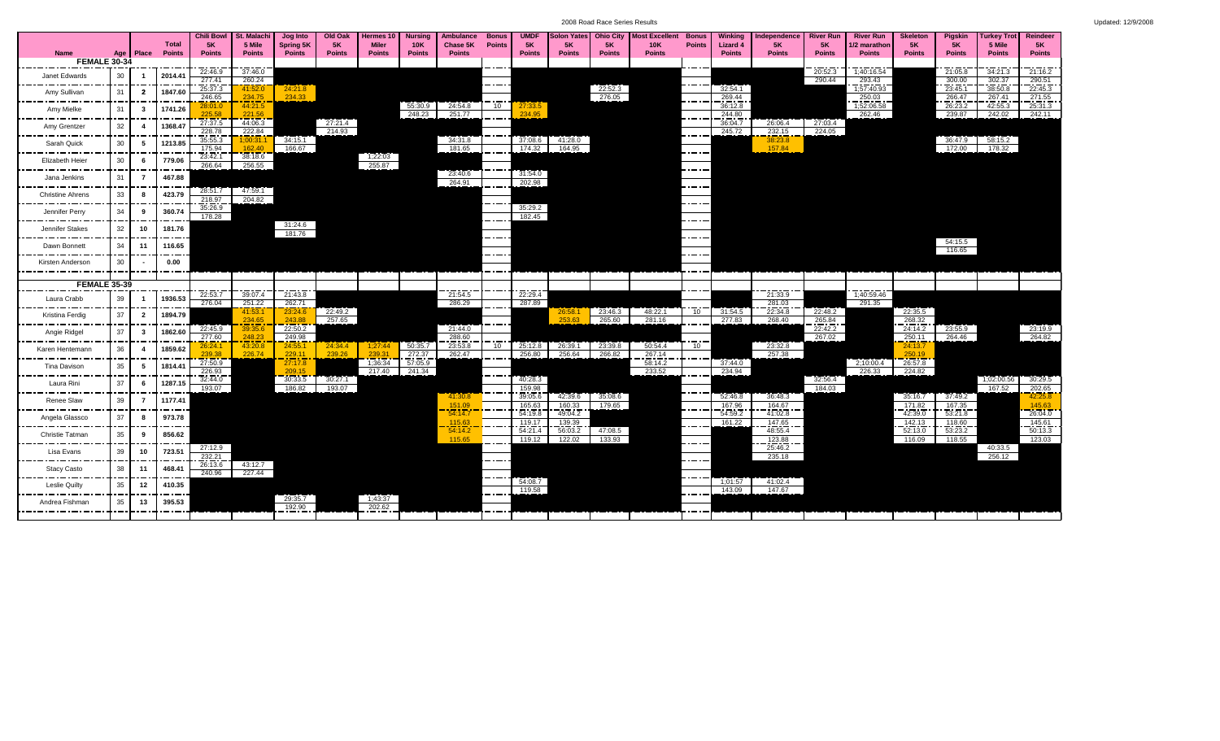# 2008 Road Race Series Results

Updated: 12/9/2008

| Name | Age | Place | Total Points | Chili Bowl 5K Points | St. Malachi 5 Mile Points | Jog Into Spring 5K Points | Old Oak 5K Points | Hermes 10 Miler Points | Nursing 10K Points | Ambulance Chase 5K Points | Bonus Points | UMDF 5K Points | Solon Yates 5K Points | Ohio City 5K Points | Most Excellent 10K Points | Bonus Points | Winking Lizard 4 Points | Independence 5K Points | River Run 5K Points | River Run 1/2 marathon Points | Skeleton 5K Points | Pigskin 5K Points | Turkey Trot 5 Mile Points | Reindeer 5K Points |
|---|---|---|---|---|---|---|---|---|---|---|---|---|---|---|---|---|---|---|---|---|---|---|---|---|
| **FEMALE 30-34** | | | | | | | | | | | | | | | | | | | | | | | | |
| Janet Edwards | 30 | 1 | 2014.41 | 22:46.9 / 277.41 | 37:46.0 / 260.24 | | | | | | | | | | | | | | 20:52.3 / 290.44 | 1:40:16.54 / 293.43 | | 21:05.8 / 300.00 | 34:21.3 / 302.37 | 21:16.2 / 290.51 |
| Amy Sullivan | 31 | 2 | 1847.60 | 25:37.3 / 246.65 | 41:52.0 / 234.75 | 24:21.8 / 234.33 | | | | | | | | 22:52.3 / 276.05 | | | 32:54.1 / 269.44 | | | 1:57:40.93 / 250.03 | | 23:45.1 / 266.47 | 38:50.8 / 267.41 | 22:45.3 / 271.55 |
| Amy Mielke | 31 | 3 | 1741.26 | 28:01.0 / 225.58 | 44:21.5 / 221.56 | | | | 55:30.9 / 248.23 | 24:54.8 / 251.77 | 10 | 27:33.5 / 234.95 | | | | | 36:12.8 / 244.80 | | | 1:52:06.58 / 262.46 | | 26:23.2 / 239.87 | 42:55.3 / 242.02 | 25:31.3 / 242.11 |
| Amy Grentzer | 32 | 4 | 1368.47 | 27:37.5 / 228.78 | 44:06.3 / 222.84 | | 27:21.4 / 214.93 | | | | | | | | | | 36:04.7 / 245.72 | 26:06.4 / 232.15 | 27:03.4 / 224.05 | | | | | |
| Sarah Quick | 30 | 5 | 1213.85 | 35:55.3 / 175.94 | 1:00:31.1 / 162.40 | 34:15.1 / 166.67 | | | | 34:31.8 / 181.65 | | 37:08.6 / 174.32 | 41:28.0 / 164.95 | | | | | 38:23.8 / 157.84 | | | | 36:47.9 / 172.00 | 58:15.2 / 178.32 | |
| Elizabeth Heier | 30 | 6 | 779.06 | 23:42.1 / 266.64 | 38:18.6 / 256.55 | | | 1:22:03 / 255.87 | | | | | | | | | | | | | | | | |
| Jana Jenkins | 31 | 7 | 467.88 | | | | | | | 23:40.6 / 264.91 | | 31:54.0 / 202.98 | | | | | | | | | | | | |
| Christine Ahrens | 33 | 8 | 423.79 | 28:51.7 / 218.97 | 47:59.1 / 204.82 | | | | | | | | | | | | | | | | | | | |
| Jennifer Perry | 34 | 9 | 360.74 | 35:26.9 / 178.28 | | | | | | | | 35:29.2 / 182.45 | | | | | | | | | | | | |
| Jennifer Stakes | 32 | 10 | 181.76 | | | 31:24.6 / 181.76 | | | | | | | | | | | | | | | | | | |
| Dawn Bonnett | 34 | 11 | 116.65 | | | | | | | | | | | | | | | | | | | 54:15.5 / 116.65 | | |
| Kirsten Anderson | 30 | - | 0.00 | | | | | | | | | | | | | | | | | | | | | |
| **FEMALE 35-39** | | | | | | | | | | | | | | | | | | | | | | | | |
| Laura Crabb | 39 | 1 | 1936.53 | 22:53.7 / 276.04 | 39:07.4 / 251.22 | 21:43.8 / 262.71 | | | | 21:54.5 / 286.29 | | 22:29.4 / 287.89 | | | | | | 21:33.9 / 281.03 | | 1:40:59.46 / 291.35 | | | | |
| Kristina Ferdig | 37 | 2 | 1894.79 | | 41:53.1 / 234.65 | 23:24.6 / 243.88 | 22:49.2 / 257.65 | | | | | | 26:58.1 / 253.63 | 23:46.3 / 265.60 | 48:22.1 / 281.16 | 10 | 31:54.5 / 277.83 | 22:34.8 / 268.40 | 22:48.2 / 265.84 | | 22:35.5 / 268.32 | | | |
| Angie Ridgel | 37 | 3 | 1862.60 | 22:45.9 / 277.60 | 39:35.6 / 248.23 | 22:50.2 / 249.98 | | | | 21:44.0 / 288.60 | | | | | | | | | 22:42.2 / 267.02 | | 24:14.2 / 250.11 | 23:55.9 / 264.46 | | 23:19.9 / 264.82 |
| Karen Hentemann | 36 | 4 | 1859.62 | 26:24.1 / 239.38 | 43:20.8 / 226.74 | 24:55.1 / 229.11 | 24:34.4 / 239.26 | 1:27:44 / 239.31 | 50:35.7 / 272.37 | 23:53.8 / 262.47 | 10 | 25:12.8 / 256.80 | 26:39.1 / 256.64 | 23:39.8 / 266.82 | 50:54.4 / 267.14 | 10 | | 23:32.8 / 257.38 | | | 24:13.7 / 250.19 | | | |
| Tina Davison | 35 | 5 | 1814.41 | 27:50.9 / 226.93 | | 27:17.8 / 209.15 | | 1:36:34 / 217.40 | 57:05.9 / 241.34 | | | | | | 58:14.2 / 233.52 | | 37:44.0 / 234.94 | | | 2:10:00.4 / 226.33 | 26:57.8 / 224.82 | | | |
| Laura Rini | 37 | 6 | 1287.15 | 32:44.0 / 193.07 | | 30:33.5 / 186.82 | 30:27.1 / 193.07 | | | | | 40:28.3 / 159.98 | | | | | | | 32:56.4 / 184.03 | | | | 1:02:00.56 / 167.52 | 30:29.5 / 202.65 |
| Renee Slaw | 39 | 7 | 1177.41 | | | | | | | 41:30.8 / 151.09 | | 39:05.6 / 165.63 | 42:39.6 / 160.33 | 35:08.6 / 179.65 | | | 52:46.8 / 167.96 | 36:48.3 / 164.67 | | | 35:16.7 / 171.82 | 37:49.2 / 167.35 | | 42:25.8 / 145.63 |
| Angela Glassco | 37 | 8 | 973.78 | | | | | | | 54:14.7 / 115.63 | | 54:19.8 / 119.17 | 49:04.2 / 139.39 | | | | 54:59.2 / 161.22 | 41:02.8 / 147.65 | | | 42:39.0 / 142.13 | 53:21.8 / 118.60 | | 26:04.0 / 145.61 |
| Christie Tatman | 35 | 9 | 856.62 | | | | | | | 54:14.2 / 115.65 | | 54:21.4 / 119.12 | 56:03.2 / 122.02 | 47:08.5 / 133.93 | | | | 46:55.4 / 123.88 | | | 52:13.0 / 116.09 | 53:23.2 / 118.55 | | 50:13.3 / 123.03 |
| Lisa Evans | 39 | 10 | 723.51 | 27:12.9 / 232.21 | | | | | | | | | | | | | | 25:46.2 / 235.18 | | | | | 40:33.5 / 256.12 | |
| Stacy Casto | 38 | 11 | 468.41 | 26:13.6 / 240.96 | 43:12.7 / 227.44 | | | | | | | | | | | | | | | | | | | |
| Leslie Quilty | 35 | 12 | 410.35 | | | | | | | | | 54:08.7 / 119.58 | | | | | 1:01:57 / 143.09 | 41:02.4 / 147.67 | | | | | | |
| Andrea Fishman | 35 | 13 | 395.53 | | | 29:35.7 / 192.90 | | 1:43:37 / 202.62 | | | | | | | | | | | | | | | | |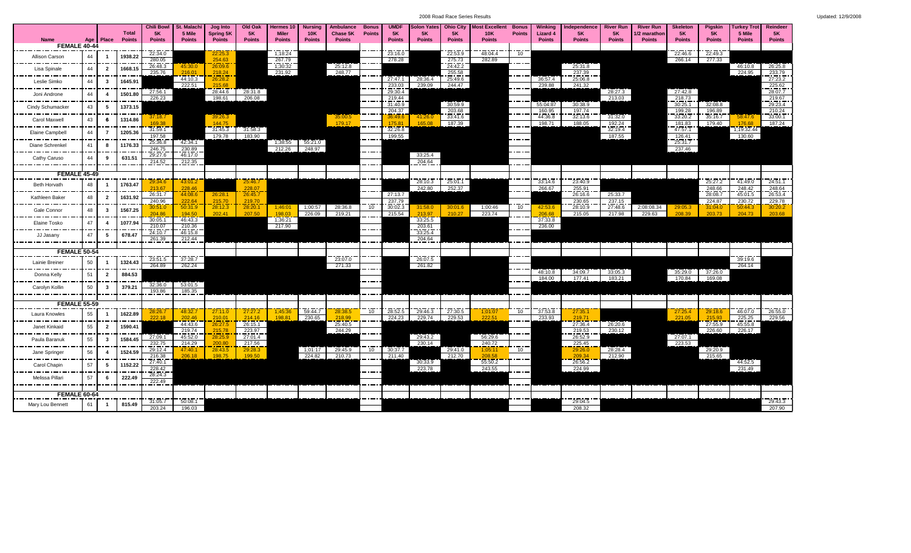| Name | Age | Place | Total Points | Chili Bowl 5K Points | St. Malachi 5 Mile Points | Jog Into Spring 5K Points | Old Oak 5K Points | Hermes 10 Miler Points | Nursing 10K Points | Ambulance Chase 5K Points | Bonus Points | UMDF 5K Points | Solon Yates 5K Points | Ohio City 5K Points | Most Excellent 10K Points | Bonus Points | Winking Lizard 4 Points | Independence 5K Points | River Run 5K Points | River Run 1/2 marathon Points | Skeleton 5K Points | Pigskin 5K Points | Turkey Trot 5 Mile Points | Reindeer 5K Points |
|---|---|---|---|---|---|---|---|---|---|---|---|---|---|---|---|---|---|---|---|---|---|---|---|---|
| **FEMALE 40-44** | | | | | | | | | | | | | | | | | | | | | | | | |
| Allison Carson | 44 | 1 | 1938.22 | 22:34.0 280.05 | | 22:25.3 254.63 | | 1:18:24 267.79 | | | | 23:16.0 278.28 | | 22:53.9 275.73 | 48:04.4 282.89 | 10 | | | | | 22:46.6 266.14 | 22:49.3 277.33 | | |
| Lisa Spinale | 44 | 2 | 1668.15 | 26:48.3 235.76 | 45:30.0 216.01 | 26:09.6 218.24 | | 1:30:32 231.92 | | 25:12.8 248.77 | | | | 24:42.2 255.58 | | | | 25:31.8 237.39 | | | | | 46:10.8 224.95 | 26:25.8 233.79 |
| Leslie Simko | 44 | 3 | 1645.91 | | 44:10.3 222.51 | 26:28.2 215.68 | | | | | | 27:47.1 233.03 | 28:36.4 239.09 | 25:49.6 244.47 | | | 36:57.4 239.88 | 25:06.8 241.32 | | | | | | 27:23.2 225.62 |
| Joni Androne | 44 | 4 | 1501.80 | 27:56.1 226.23 | | 28:44.6 198.61 | 26:31.8 206.08 | | | | | 29:30.4 219.44 | | | | | | | 28:27.3 213.03 | | 27:42.8 218.73 | | | 28:07.7 219.67 |
| Cindy Schumacker | 43 | 5 | 1373.15 | | | | | | | | | 31:40.9 204.37 | | 30:59.9 203.68 | | | 55:04.87 160.95 | 30:38.9 197.74 | | | 30:25.1 199.28 | 32:08.8 196.89 | | 29:23.4 210.24 |
| Carol Maxwell | 43 | 6 | 1314.86 | 37:18.7 169.38 | | 39:26.3 144.75 | | | | 35:00.5 179.17 | | 36:49.6 175.81 | 41:26.0 165.08 | 33:41.6 187.39 | | | 44:36.8 198.71 | 32:13.8 188.05 | 31:32.0 192.24 | | 33:20.2 181.83 | 35:16.7 179.40 | 58:47.6 176.68 | 33:00.1 187.24 |
| Elaine Campbell | 44 | 7 | 1205.36 | 31:59.1 197.58 | | 31:45.3 179.78 | 31:58.3 183.90 | | | | | 32:26.8 199.55 | | | | | | | 32:19.4 187.55 | | 47:57.1 126.41 | | 1:19:32.44 130.60 | |
| Diane Schrenkel | 41 | 8 | 1176.33 | 25:36.8 246.75 | 42:34.1 230.89 | | | 1:38:55 212.26 | 55:21.0 248.97 | | | | | | | | | | | | 25:31.7 237.46 | | | |
| Cathy Caruso | 44 | 9 | 631.51 | 29:27.6 214.52 | 46:17.0 212.35 | | | | | | | | 33:25.4 204.64 | | | | | | | | | | | |
| **FEMALE 45-49** | | | | | | | | | | | | | | | | | | | | | | | | |
| Beth Horvath | 48 | 1 | 1763.47 | 29:34.6 213.67 | 43:01.2 228.46 | | 25:46.7 228.07 | | | | | | 28:10.3 242.80 | 25:01.1 252.37 | | | 33:14.8 266.67 | 23:40.9 255.91 | | | | 25:27.2 248.66 | 41:49.0 248.42 | 24:51.1 248.64 |
| Kathleen Baker | 48 | 2 | 1631.92 | 26:31.7 240.96 | 44:06.6 222.64 | 26:28.1 215.70 | 26:45.7 219.70 | | | | | 27:13.7 237.79 | | | | | | 26:16.6 230.65 | 25:33.7 237.15 | | | 28:08.7 224.87 | 45:01.5 230.72 | 26:53.4 229.78 |
| Gale Connor | 48 | 3 | 1567.25 | 30:51.0 204.86 | 50:31.9 194.50 | 28:12.3 202.41 | 26:20.1 207.50 | 1:46:01 198.03 | 1:00:57 226.09 | 28:36.8 219.21 | 10 | 30:02.3 215.54 | 31:58.0 213.97 | 30:01.6 210.27 | 1:00:46 223.74 | 10 | 42:53.6 206.68 | 26:10.9 215.05 | 27:48.6 217.98 | 2:08:08.34 229.63 | 29:05.3 208.39 | 31:04.0 203.73 | 50:44.3 204.73 | 30:20.2 203.68 |
| Elaine Tosko | 47 | 4 | 1077.94 | 30:05.1 210.07 | 46:43.3 210.36 | | | 1:36:21 217.90 | | | | | 33:25.5 203.61 | | | | 37:33.8 236.00 | | | | | | | |
| JJ Jasany | 47 | 5 | 678.47 | 24:10.7 261.39 | 46:15.8 212.44 | | | | | | | | 33:25.4 204.64 | | | | | | | | | | | |
| **FEMALE 50-54** | | | | | | | | | | | | | | | | | | | | | | | | |
| Lainie Breiner | 50 | 1 | 1324.43 | 23:51.5 264.89 | 37:28.7 262.24 | | | | | 23:07.0 271.33 | | | 26:07.5 261.82 | | | | | | | | | | 39:19.6 264.14 | |
| Donna Kelly | 51 | 2 | 884.53 | | | | | | | | | | | | | | 48:10.8 184.00 | 34:09.7 177.41 | 33:05.3 183.21 | | 35:29.0 170.84 | 37:26.0 169.08 | | |
| Carolyn Kollin | 50 | 3 | 379.21 | 32:36.0 193.86 | 53:01.5 185.35 | | | | | | | | | | | | | | | | | | | |
| **FEMALE 55-59** | | | | | | | | | | | | | | | | | | | | | | | | |
| Laura Knowles | 55 | 1 | 1622.89 | 26:26.7 222.18 | 48:32.7 202.46 | 27:11.0 210.01 | 27:27.2 214.16 | 1:45:36 198.81 | 59:44.7 230.65 | 28:38.5 218.99 | 10 | 28:52.5 224.23 | 29:46.3 229.74 | 27:30.5 229.53 | 1:01:07 222.51 | 10 | 37:53.8 233.93 | 27:35.1 219.71 | | | 27:25.4 221.05 | 29:18.6 215.93 | 46:07.0 225.25 | 26:55.0 229.56 |
| Janet Kinkaid | 55 | 2 | 1590.41 | | 44:43.6 219.74 | 26:27.5 215.78 | 26:15.1 223.97 | | | 25:40.5 244.29 | | | | | | | | 27:36.4 219.53 | 26:20.6 230.12 | | | 27:55.9 226.60 | 45:55.8 226.17 | |
| Paula Baranuk | 55 | 3 | 1584.45 | 27:09.1 232.75 | 45:52.0 214.29 | 28:25.9 200.80 | 27:01.4 217.56 | | | | | | 29:43.2 230.14 | | 56:29.6 240.72 | | | 26:52.9 225.45 | | | 27:07.1 223.53 | | | |
| Jane Springer | 56 | 4 | 1524.59 | 29:12.4 216.38 | 47:40.1 206.18 | 28:43.5 198.75 | 29:28.3 199.50 | | 1:01:17 224.82 | 29:45.9 210.73 | 10 | 30:37.7 211.40 | | 29:41.0 212.70 | 1:05:11 208.58 | 10 | | 29:26.0 209.34 | 28:28.4 212.90 | | | 29:20.9 215.65 | | |
| Carol Chapin | 57 | 5 | 1152.22 | 27:40.1 228.42 | | | | | | | | | 30:33.9 223.78 | | 55:50.2 243.55 | | | 26:56.2 224.99 | | | | | 44:52.5 231.49 | |
| Melissa Pillari | 57 | 6 | 222.49 | 28:24.3 222.49 | | | | | | | | | | | | | | | | | | | | |
| **FEMALE 60-64** | | | | | | | | | | | | | | | | | | | | | | | | |
| Mary Lou Bennett | 61 | 1 | 815.49 | 31:05.7 203.24 | 50:08.1 196.03 | | | | | | | | | | | | | 29:04.5 208.32 | | | | | | 29:43.3 207.90 |